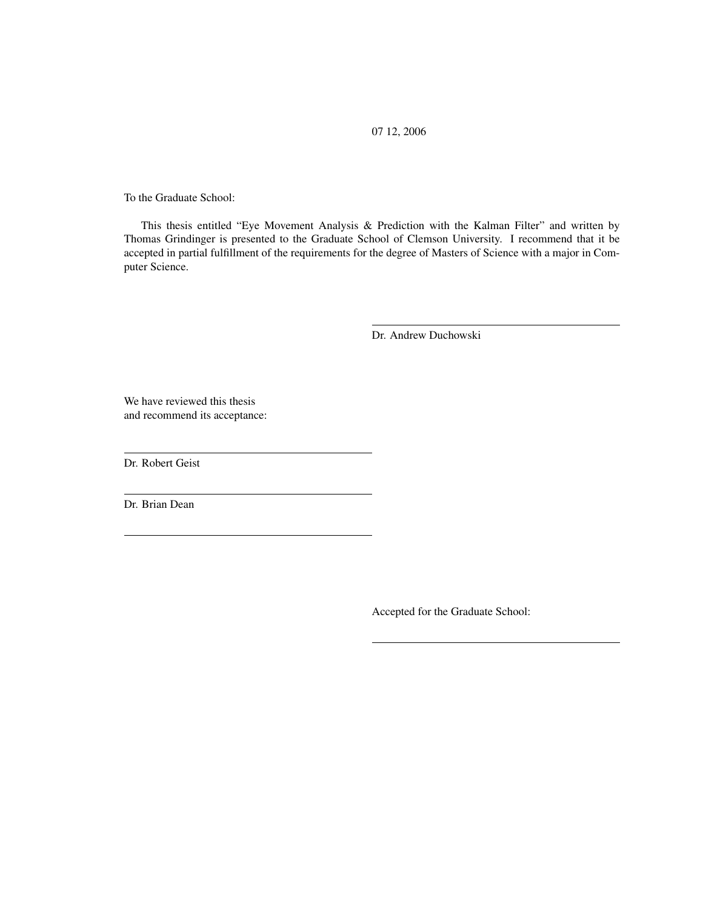07 12, 2006

To the Graduate School:

This thesis entitled "Eye Movement Analysis & Prediction with the Kalman Filter" and written by Thomas Grindinger is presented to the Graduate School of Clemson University. I recommend that it be accepted in partial fulfillment of the requirements for the degree of Masters of Science with a major in Computer Science.

---

Dr. Andrew Duchowski

We have reviewed this thesis
and recommend its acceptance:

---

Dr. Robert Geist

---

Dr. Brian Dean

---

Accepted for the Graduate School:

---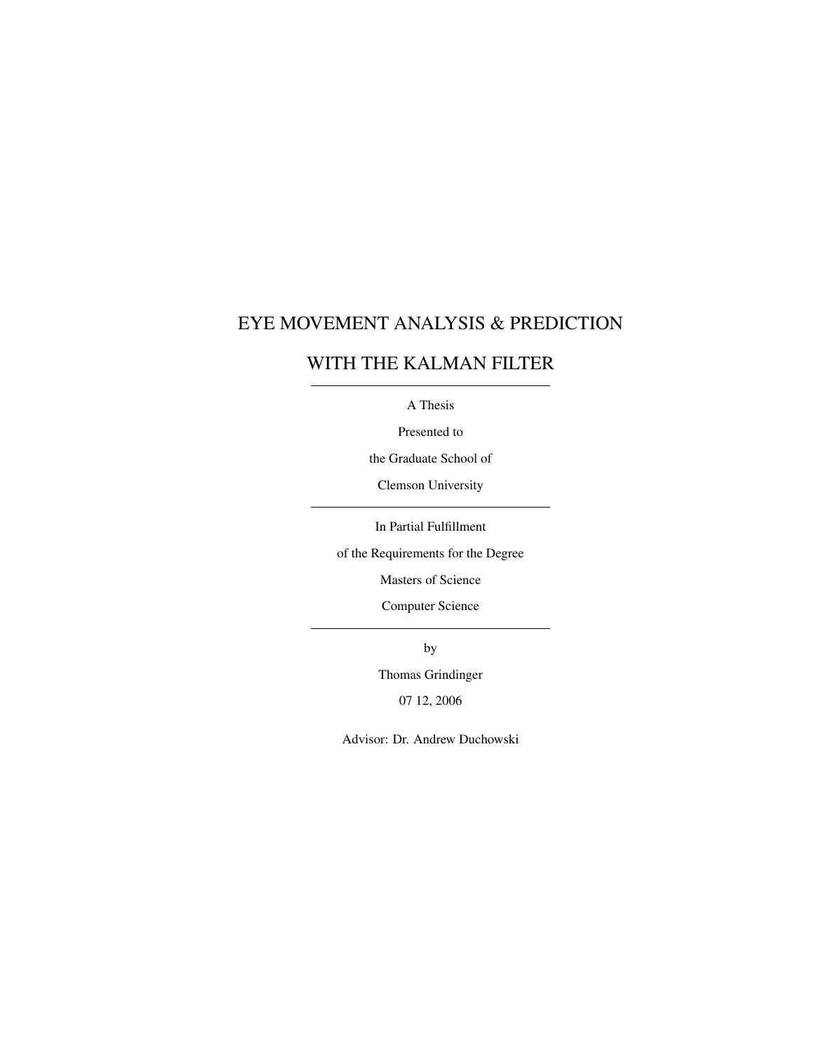# EYE MOVEMENT ANALYSIS & PREDICTION WITH THE KALMAN FILTER

---

A Thesis

Presented to

the Graduate School of

Clemson University

---

In Partial Fulfillment

of the Requirements for the Degree

Masters of Science

Computer Science

---

by

Thomas Grindinger

07 12, 2006

Advisor: Dr. Andrew Duchowski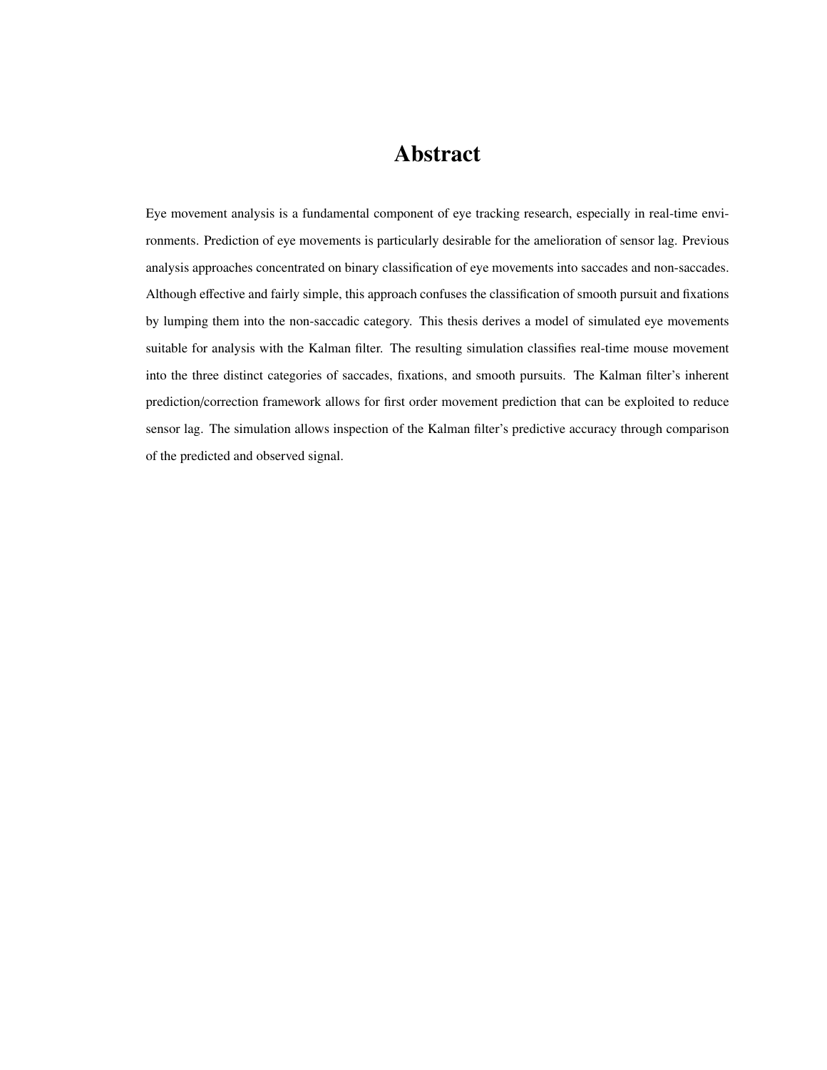# Abstract

Eye movement analysis is a fundamental component of eye tracking research, especially in real-time environments. Prediction of eye movements is particularly desirable for the amelioration of sensor lag. Previous analysis approaches concentrated on binary classification of eye movements into saccades and non-saccades. Although effective and fairly simple, this approach confuses the classification of smooth pursuit and fixations by lumping them into the non-saccadic category. This thesis derives a model of simulated eye movements suitable for analysis with the Kalman filter. The resulting simulation classifies real-time mouse movement into the three distinct categories of saccades, fixations, and smooth pursuits. The Kalman filter's inherent prediction/correction framework allows for first order movement prediction that can be exploited to reduce sensor lag. The simulation allows inspection of the Kalman filter's predictive accuracy through comparison of the predicted and observed signal.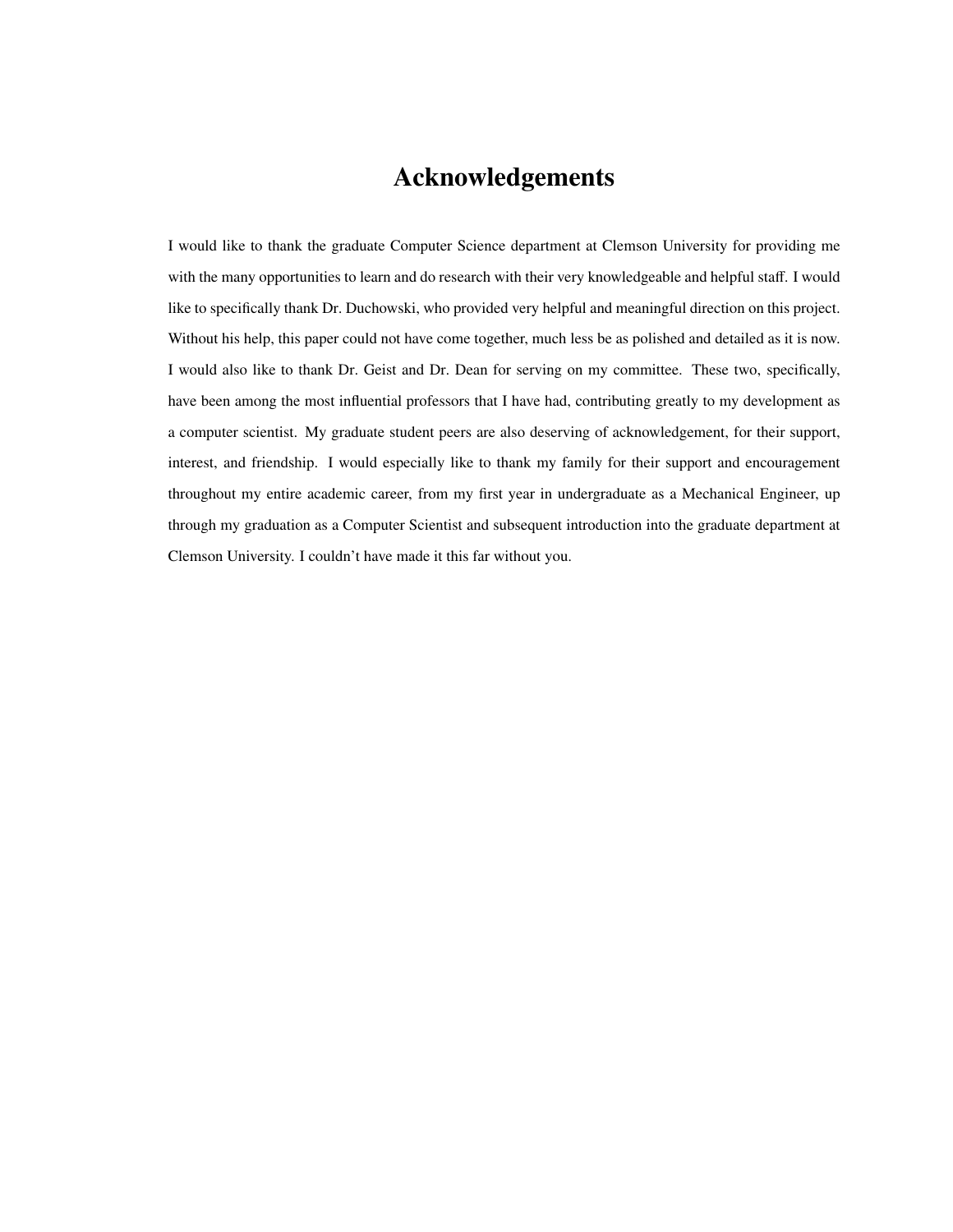# Acknowledgements

I would like to thank the graduate Computer Science department at Clemson University for providing me with the many opportunities to learn and do research with their very knowledgeable and helpful staff. I would like to specifically thank Dr. Duchowski, who provided very helpful and meaningful direction on this project. Without his help, this paper could not have come together, much less be as polished and detailed as it is now. I would also like to thank Dr. Geist and Dr. Dean for serving on my committee. These two, specifically, have been among the most influential professors that I have had, contributing greatly to my development as a computer scientist. My graduate student peers are also deserving of acknowledgement, for their support, interest, and friendship. I would especially like to thank my family for their support and encouragement throughout my entire academic career, from my first year in undergraduate as a Mechanical Engineer, up through my graduation as a Computer Scientist and subsequent introduction into the graduate department at Clemson University. I couldn't have made it this far without you.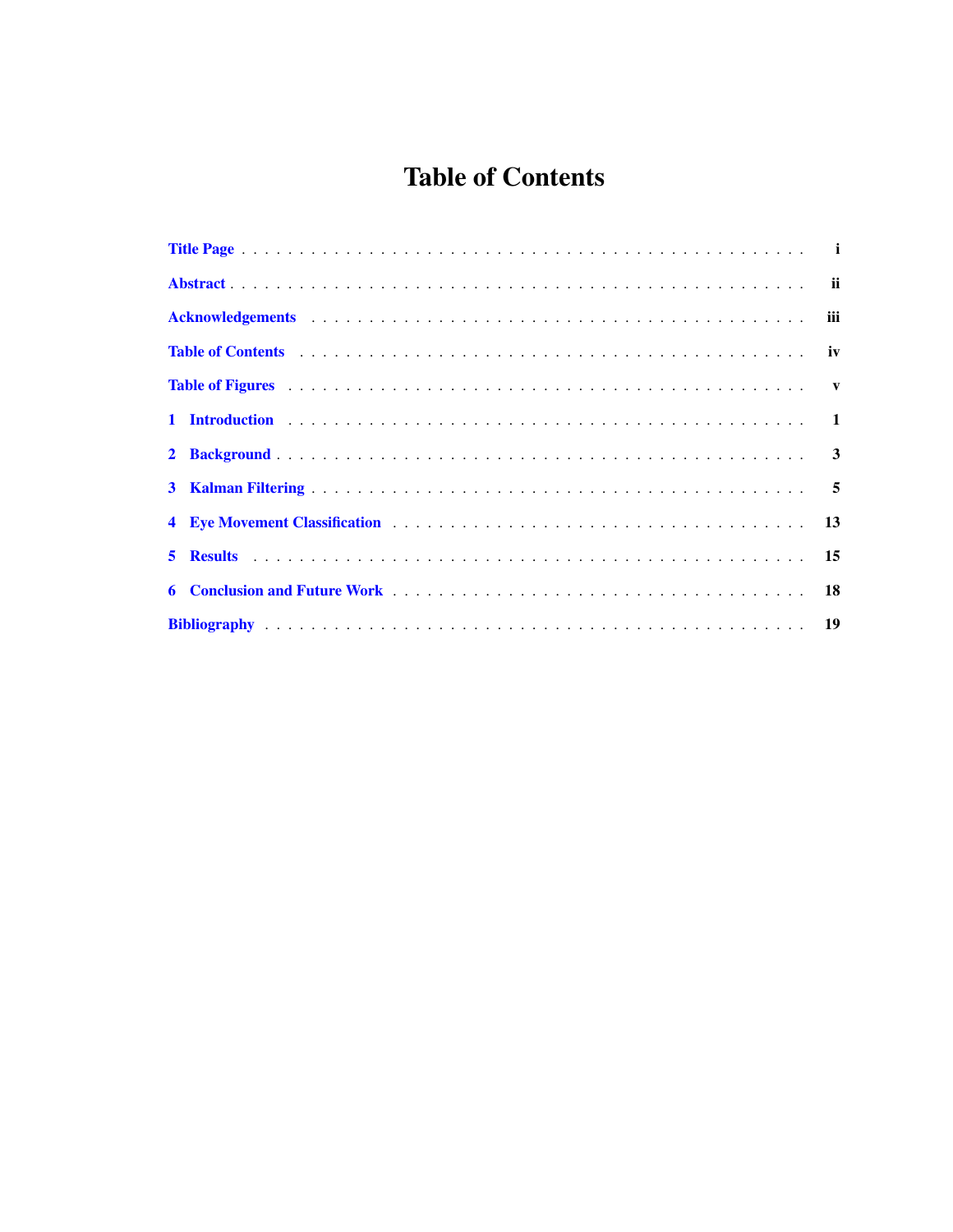# Table of Contents

| | |
|---|---|
| Title Page | i |
| Abstract | ii |
| Acknowledgements | iii |
| Table of Contents | iv |
| Table of Figures | v |
| 1 Introduction | 1 |
| 2 Background | 3 |
| 3 Kalman Filtering | 5 |
| 4 Eye Movement Classification | 13 |
| 5 Results | 15 |
| 6 Conclusion and Future Work | 18 |
| Bibliography | 19 |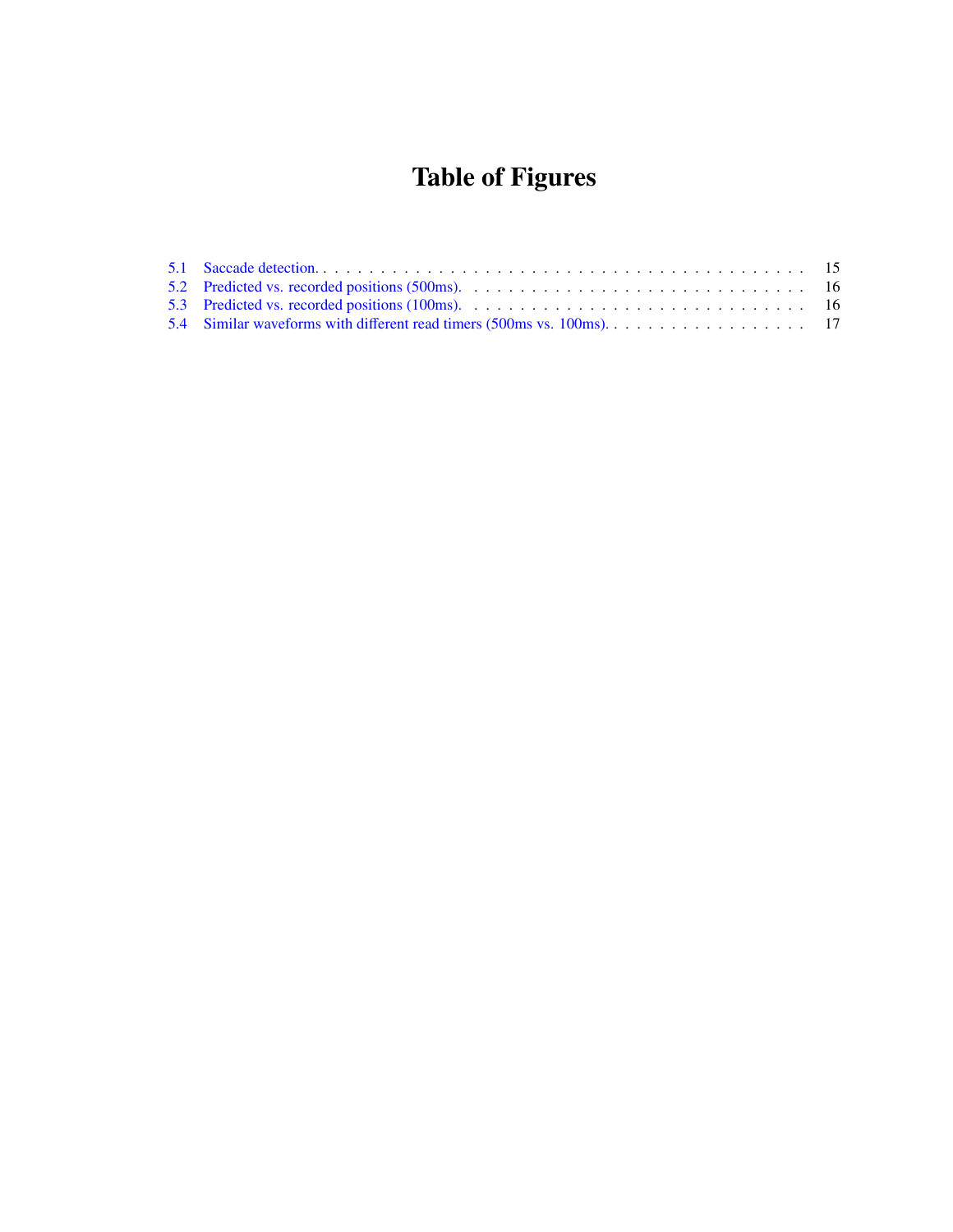# Table of Figures

5.1 Saccade detection. . . . . . . . . . . . . . . . . . . . . . . . . . . . . . . . . . . . . . . . . . . 15
5.2 Predicted vs. recorded positions (500ms). . . . . . . . . . . . . . . . . . . . . . . . . . . . . . . 16
5.3 Predicted vs. recorded positions (100ms). . . . . . . . . . . . . . . . . . . . . . . . . . . . . . . 16
5.4 Similar waveforms with different read timers (500ms vs. 100ms). . . . . . . . . . . . . . . . . . 17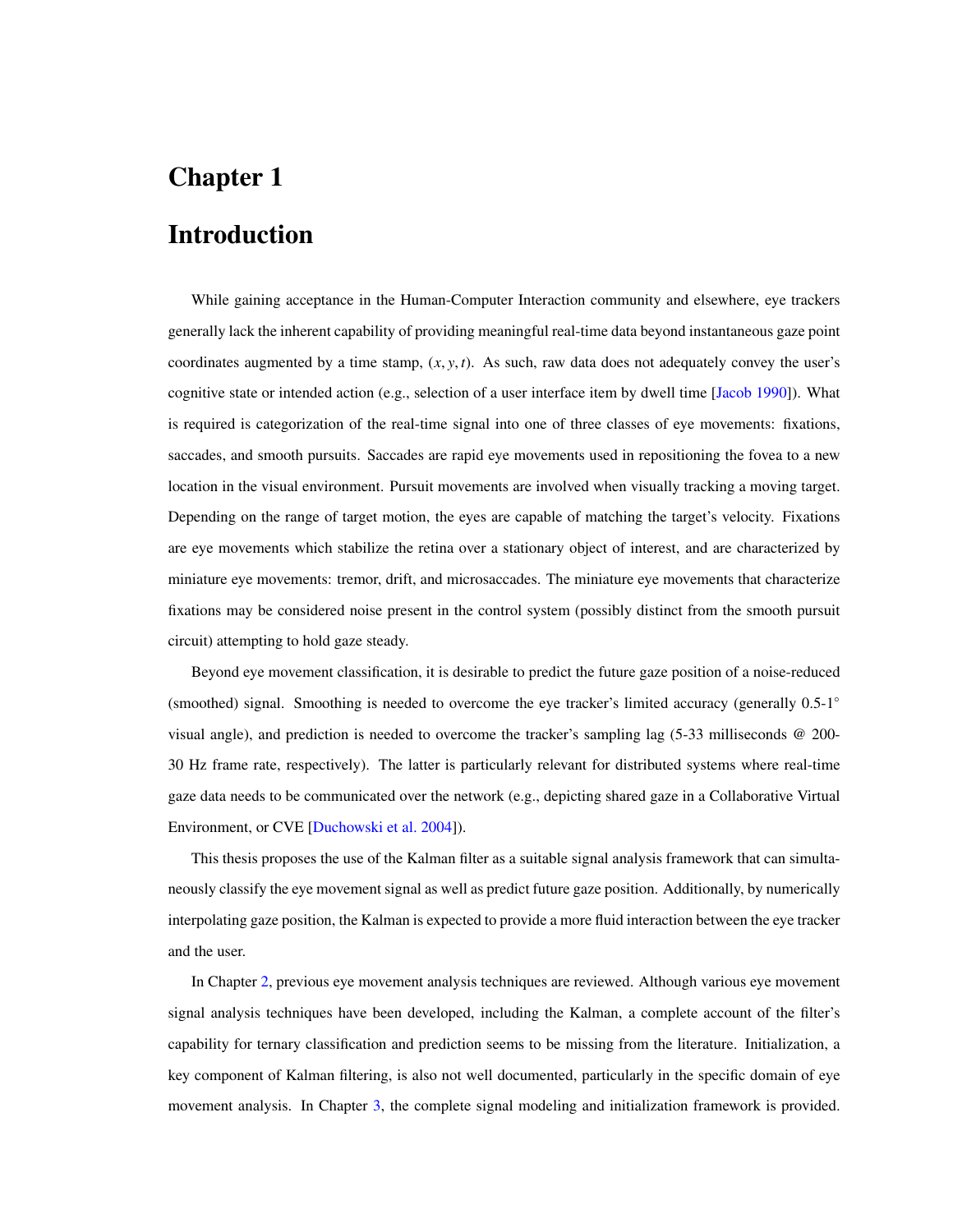# Chapter 1

# Introduction

While gaining acceptance in the Human-Computer Interaction community and elsewhere, eye trackers generally lack the inherent capability of providing meaningful real-time data beyond instantaneous gaze point coordinates augmented by a time stamp, $(x, y, t)$. As such, raw data does not adequately convey the user's cognitive state or intended action (e.g., selection of a user interface item by dwell time [Jacob 1990]). What is required is categorization of the real-time signal into one of three classes of eye movements: fixations, saccades, and smooth pursuits. Saccades are rapid eye movements used in repositioning the fovea to a new location in the visual environment. Pursuit movements are involved when visually tracking a moving target. Depending on the range of target motion, the eyes are capable of matching the target's velocity. Fixations are eye movements which stabilize the retina over a stationary object of interest, and are characterized by miniature eye movements: tremor, drift, and microsaccades. The miniature eye movements that characterize fixations may be considered noise present in the control system (possibly distinct from the smooth pursuit circuit) attempting to hold gaze steady.

Beyond eye movement classification, it is desirable to predict the future gaze position of a noise-reduced (smoothed) signal. Smoothing is needed to overcome the eye tracker's limited accuracy (generally 0.5-1° visual angle), and prediction is needed to overcome the tracker's sampling lag (5-33 milliseconds @ 200-30 Hz frame rate, respectively). The latter is particularly relevant for distributed systems where real-time gaze data needs to be communicated over the network (e.g., depicting shared gaze in a Collaborative Virtual Environment, or CVE [Duchowski et al. 2004]).

This thesis proposes the use of the Kalman filter as a suitable signal analysis framework that can simultaneously classify the eye movement signal as well as predict future gaze position. Additionally, by numerically interpolating gaze position, the Kalman is expected to provide a more fluid interaction between the eye tracker and the user.

In Chapter 2, previous eye movement analysis techniques are reviewed. Although various eye movement signal analysis techniques have been developed, including the Kalman, a complete account of the filter's capability for ternary classification and prediction seems to be missing from the literature. Initialization, a key component of Kalman filtering, is also not well documented, particularly in the specific domain of eye movement analysis. In Chapter 3, the complete signal modeling and initialization framework is provided.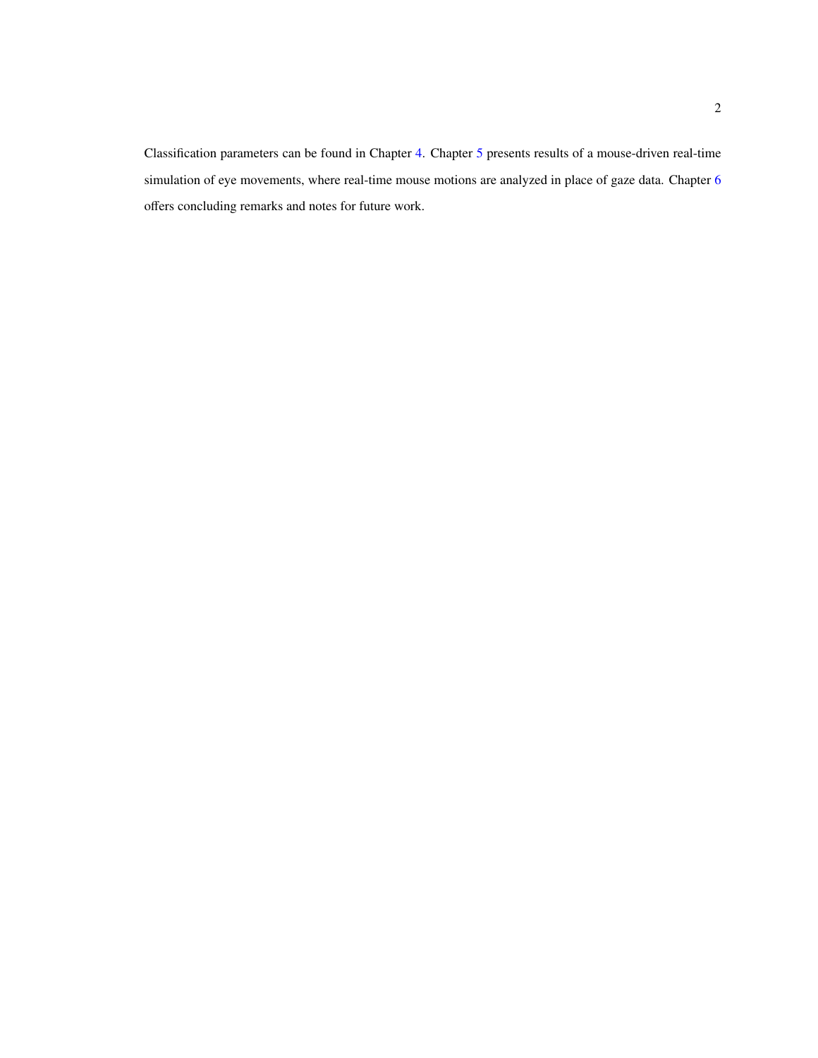Classification parameters can be found in Chapter 4. Chapter 5 presents results of a mouse-driven real-time simulation of eye movements, where real-time mouse motions are analyzed in place of gaze data. Chapter 6 offers concluding remarks and notes for future work.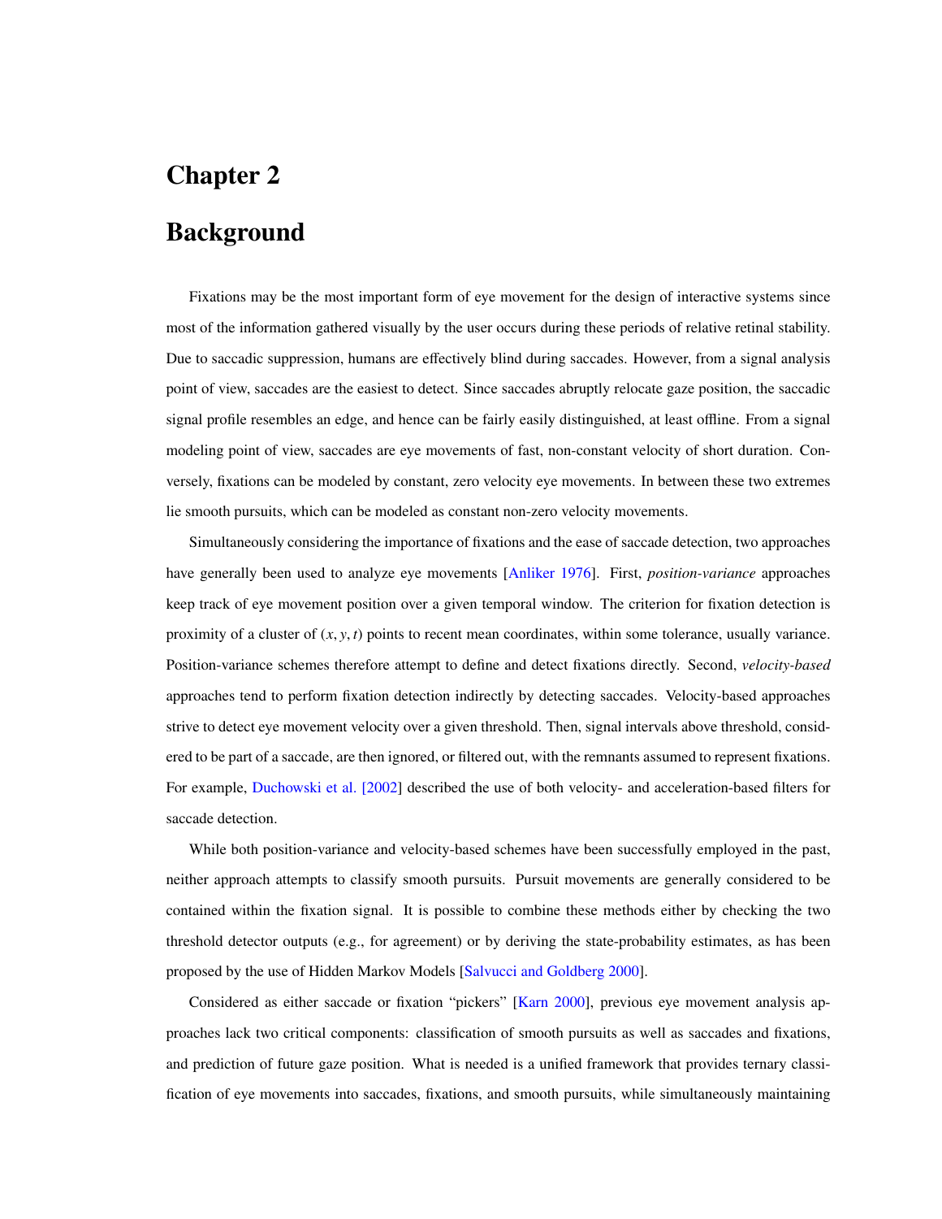# Chapter 2

# Background

Fixations may be the most important form of eye movement for the design of interactive systems since most of the information gathered visually by the user occurs during these periods of relative retinal stability. Due to saccadic suppression, humans are effectively blind during saccades. However, from a signal analysis point of view, saccades are the easiest to detect. Since saccades abruptly relocate gaze position, the saccadic signal profile resembles an edge, and hence can be fairly easily distinguished, at least offline. From a signal modeling point of view, saccades are eye movements of fast, non-constant velocity of short duration. Conversely, fixations can be modeled by constant, zero velocity eye movements. In between these two extremes lie smooth pursuits, which can be modeled as constant non-zero velocity movements.

Simultaneously considering the importance of fixations and the ease of saccade detection, two approaches have generally been used to analyze eye movements [Anliker 1976]. First, *position-variance* approaches keep track of eye movement position over a given temporal window. The criterion for fixation detection is proximity of a cluster of $(x, y, t)$ points to recent mean coordinates, within some tolerance, usually variance. Position-variance schemes therefore attempt to define and detect fixations directly. Second, *velocity-based* approaches tend to perform fixation detection indirectly by detecting saccades. Velocity-based approaches strive to detect eye movement velocity over a given threshold. Then, signal intervals above threshold, considered to be part of a saccade, are then ignored, or filtered out, with the remnants assumed to represent fixations. For example, Duchowski et al. [2002] described the use of both velocity- and acceleration-based filters for saccade detection.

While both position-variance and velocity-based schemes have been successfully employed in the past, neither approach attempts to classify smooth pursuits. Pursuit movements are generally considered to be contained within the fixation signal. It is possible to combine these methods either by checking the two threshold detector outputs (e.g., for agreement) or by deriving the state-probability estimates, as has been proposed by the use of Hidden Markov Models [Salvucci and Goldberg 2000].

Considered as either saccade or fixation "pickers" [Karn 2000], previous eye movement analysis approaches lack two critical components: classification of smooth pursuits as well as saccades and fixations, and prediction of future gaze position. What is needed is a unified framework that provides ternary classification of eye movements into saccades, fixations, and smooth pursuits, while simultaneously maintaining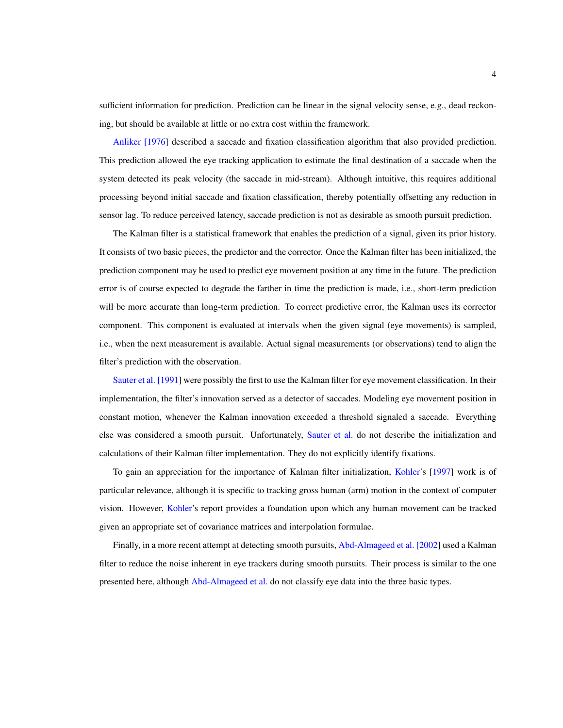sufficient information for prediction. Prediction can be linear in the signal velocity sense, e.g., dead reckoning, but should be available at little or no extra cost within the framework.

Anliker [1976] described a saccade and fixation classification algorithm that also provided prediction. This prediction allowed the eye tracking application to estimate the final destination of a saccade when the system detected its peak velocity (the saccade in mid-stream). Although intuitive, this requires additional processing beyond initial saccade and fixation classification, thereby potentially offsetting any reduction in sensor lag. To reduce perceived latency, saccade prediction is not as desirable as smooth pursuit prediction.

The Kalman filter is a statistical framework that enables the prediction of a signal, given its prior history. It consists of two basic pieces, the predictor and the corrector. Once the Kalman filter has been initialized, the prediction component may be used to predict eye movement position at any time in the future. The prediction error is of course expected to degrade the farther in time the prediction is made, i.e., short-term prediction will be more accurate than long-term prediction. To correct predictive error, the Kalman uses its corrector component. This component is evaluated at intervals when the given signal (eye movements) is sampled, i.e., when the next measurement is available. Actual signal measurements (or observations) tend to align the filter's prediction with the observation.

Sauter et al. [1991] were possibly the first to use the Kalman filter for eye movement classification. In their implementation, the filter's innovation served as a detector of saccades. Modeling eye movement position in constant motion, whenever the Kalman innovation exceeded a threshold signaled a saccade. Everything else was considered a smooth pursuit. Unfortunately, Sauter et al. do not describe the initialization and calculations of their Kalman filter implementation. They do not explicitly identify fixations.

To gain an appreciation for the importance of Kalman filter initialization, Kohler's [1997] work is of particular relevance, although it is specific to tracking gross human (arm) motion in the context of computer vision. However, Kohler's report provides a foundation upon which any human movement can be tracked given an appropriate set of covariance matrices and interpolation formulae.

Finally, in a more recent attempt at detecting smooth pursuits, Abd-Almageed et al. [2002] used a Kalman filter to reduce the noise inherent in eye trackers during smooth pursuits. Their process is similar to the one presented here, although Abd-Almageed et al. do not classify eye data into the three basic types.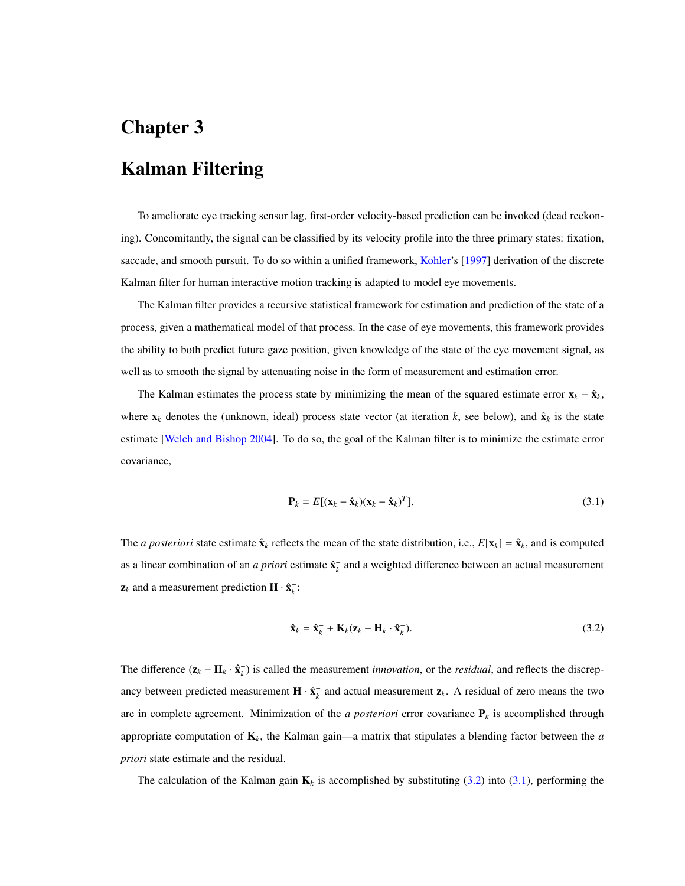# Chapter 3

# Kalman Filtering

To ameliorate eye tracking sensor lag, first-order velocity-based prediction can be invoked (dead reckoning). Concomitantly, the signal can be classified by its velocity profile into the three primary states: fixation, saccade, and smooth pursuit. To do so within a unified framework, Kohler's [1997] derivation of the discrete Kalman filter for human interactive motion tracking is adapted to model eye movements.

The Kalman filter provides a recursive statistical framework for estimation and prediction of the state of a process, given a mathematical model of that process. In the case of eye movements, this framework provides the ability to both predict future gaze position, given knowledge of the state of the eye movement signal, as well as to smooth the signal by attenuating noise in the form of measurement and estimation error.

The Kalman estimates the process state by minimizing the mean of the squared estimate error $\mathbf{x}_k - \hat{\mathbf{x}}_k$, where $\mathbf{x}_k$ denotes the (unknown, ideal) process state vector (at iteration $k$, see below), and $\hat{\mathbf{x}}_k$ is the state estimate [Welch and Bishop 2004]. To do so, the goal of the Kalman filter is to minimize the estimate error covariance,

$$\mathbf{P}_k = E[(\mathbf{x}_k - \hat{\mathbf{x}}_k)(\mathbf{x}_k - \hat{\mathbf{x}}_k)^T]. \tag{3.1}$$

The *a posteriori* state estimate $\hat{\mathbf{x}}_k$ reflects the mean of the state distribution, i.e., $E[\mathbf{x}_k] = \hat{\mathbf{x}}_k$, and is computed as a linear combination of an *a priori* estimate $\hat{\mathbf{x}}_k^-$ and a weighted difference between an actual measurement $\mathbf{z}_k$ and a measurement prediction $\mathbf{H} \cdot \hat{\mathbf{x}}_k^-$:

$$\hat{\mathbf{x}}_k = \hat{\mathbf{x}}_k^- + \mathbf{K}_k(\mathbf{z}_k - \mathbf{H}_k \cdot \hat{\mathbf{x}}_k^-). \tag{3.2}$$

The difference $(\mathbf{z}_k - \mathbf{H}_k \cdot \hat{\mathbf{x}}_k^-)$ is called the measurement *innovation*, or the *residual*, and reflects the discrepancy between predicted measurement $\mathbf{H} \cdot \hat{\mathbf{x}}_k^-$ and actual measurement $\mathbf{z}_k$. A residual of zero means the two are in complete agreement. Minimization of the *a posteriori* error covariance $\mathbf{P}_k$ is accomplished through appropriate computation of $\mathbf{K}_k$, the Kalman gain—a matrix that stipulates a blending factor between the *a priori* state estimate and the residual.

The calculation of the Kalman gain $\mathbf{K}_k$ is accomplished by substituting (3.2) into (3.1), performing the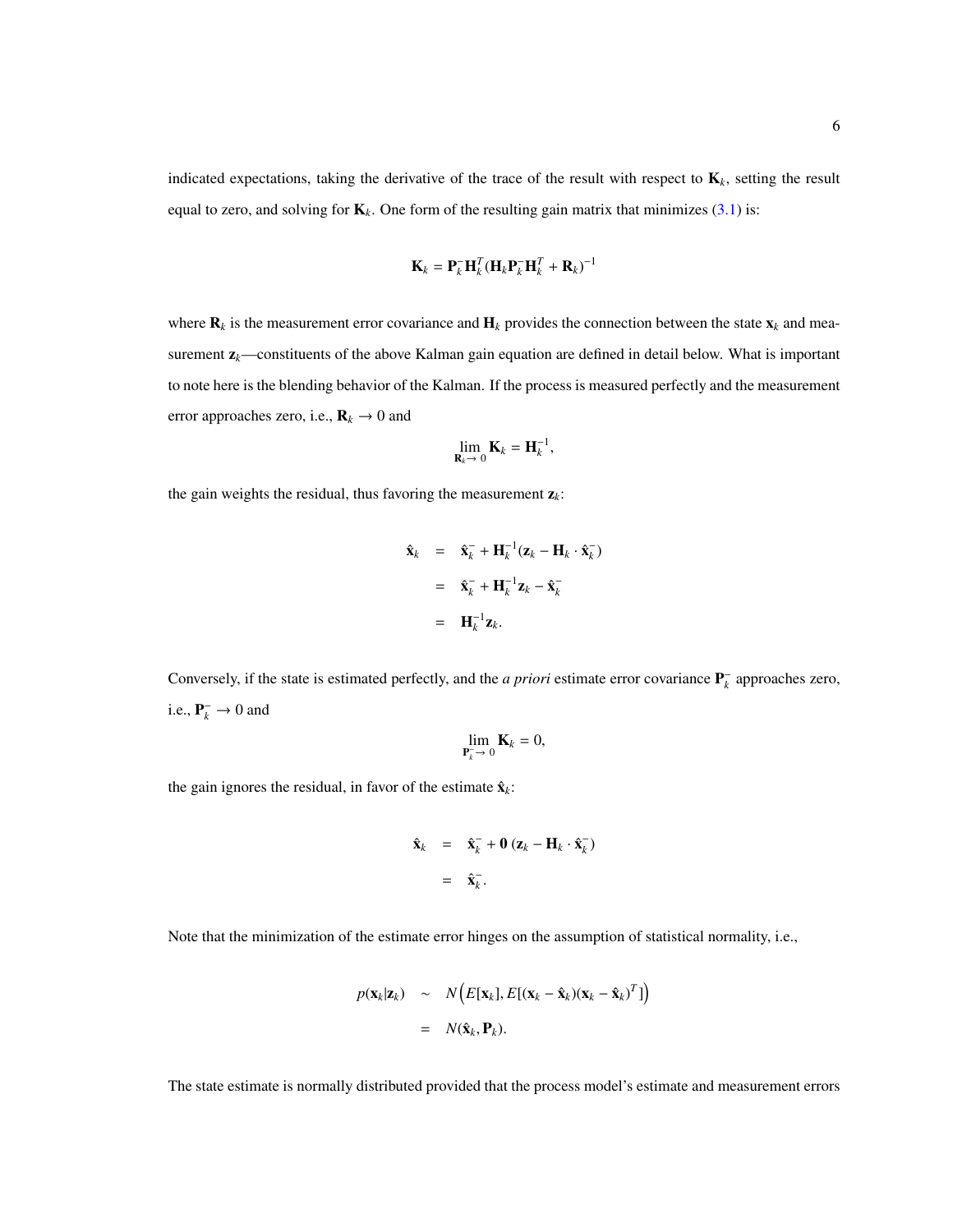indicated expectations, taking the derivative of the trace of the result with respect to $\mathbf{K}_k$, setting the result equal to zero, and solving for $\mathbf{K}_k$. One form of the resulting gain matrix that minimizes (3.1) is:

$$\mathbf{K}_k = \mathbf{P}_k^- \mathbf{H}_k^T (\mathbf{H}_k \mathbf{P}_k^- \mathbf{H}_k^T + \mathbf{R}_k)^{-1}$$

where $\mathbf{R}_k$ is the measurement error covariance and $\mathbf{H}_k$ provides the connection between the state $\mathbf{x}_k$ and measurement $\mathbf{z}_k$—constituents of the above Kalman gain equation are defined in detail below. What is important to note here is the blending behavior of the Kalman. If the process is measured perfectly and the measurement error approaches zero, i.e., $\mathbf{R}_k \to 0$ and

$$\lim_{\mathbf{R}_k \to 0} \mathbf{K}_k = \mathbf{H}_k^{-1},$$

the gain weights the residual, thus favoring the measurement $\mathbf{z}_k$:

$$\begin{aligned}
\hat{\mathbf{x}}_k &= \hat{\mathbf{x}}_k^- + \mathbf{H}_k^{-1}(\mathbf{z}_k - \mathbf{H}_k \cdot \hat{\mathbf{x}}_k^-) \\
&= \hat{\mathbf{x}}_k^- + \mathbf{H}_k^{-1}\mathbf{z}_k - \hat{\mathbf{x}}_k^- \\
&= \mathbf{H}_k^{-1}\mathbf{z}_k.
\end{aligned}$$

Conversely, if the state is estimated perfectly, and the *a priori* estimate error covariance $\mathbf{P}_k^-$ approaches zero, i.e., $\mathbf{P}_k^- \to 0$ and

$$\lim_{\mathbf{P}_k^- \to 0} \mathbf{K}_k = 0,$$

the gain ignores the residual, in favor of the estimate $\hat{\mathbf{x}}_k$:

$$\begin{aligned}
\hat{\mathbf{x}}_k &= \hat{\mathbf{x}}_k^- + \mathbf{0}\,(\mathbf{z}_k - \mathbf{H}_k \cdot \hat{\mathbf{x}}_k^-) \\
&= \hat{\mathbf{x}}_k^-.
\end{aligned}$$

Note that the minimization of the estimate error hinges on the assumption of statistical normality, i.e.,

$$\begin{aligned}
p(\mathbf{x}_k|\mathbf{z}_k) &\sim N\left(E[\mathbf{x}_k], E[(\mathbf{x}_k - \hat{\mathbf{x}}_k)(\mathbf{x}_k - \hat{\mathbf{x}}_k)^T]\right) \\
&= N(\hat{\mathbf{x}}_k, \mathbf{P}_k).
\end{aligned}$$

The state estimate is normally distributed provided that the process model's estimate and measurement errors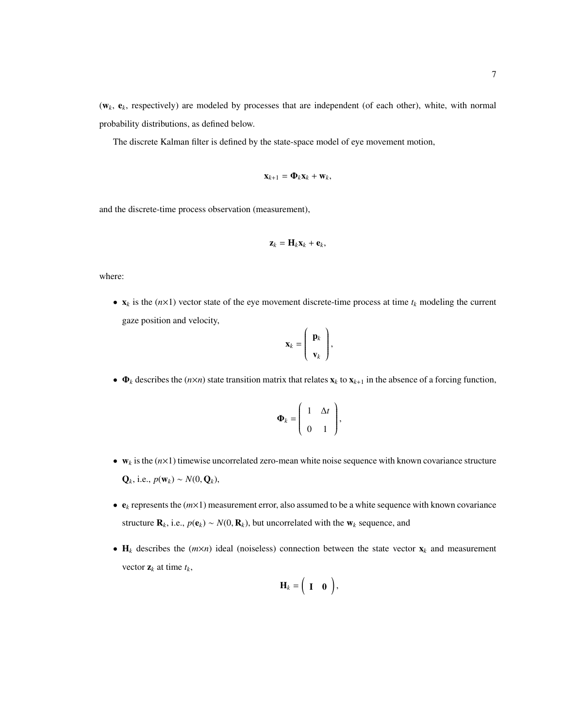($\mathbf{w}_k$, $\mathbf{e}_k$, respectively) are modeled by processes that are independent (of each other), white, with normal probability distributions, as defined below.

The discrete Kalman filter is defined by the state-space model of eye movement motion,

$$\mathbf{x}_{k+1} = \mathbf{\Phi}_k \mathbf{x}_k + \mathbf{w}_k,$$

and the discrete-time process observation (measurement),

$$\mathbf{z}_k = \mathbf{H}_k \mathbf{x}_k + \mathbf{e}_k,$$

where:

- $\mathbf{x}_k$ is the ($n$×1) vector state of the eye movement discrete-time process at time $t_k$ modeling the current gaze position and velocity,

$$\mathbf{x}_k = \begin{pmatrix} \mathbf{p}_k \\ \mathbf{v}_k \end{pmatrix},$$

- $\mathbf{\Phi}_k$ describes the ($n$×$n$) state transition matrix that relates $\mathbf{x}_k$ to $\mathbf{x}_{k+1}$ in the absence of a forcing function,

$$\mathbf{\Phi}_k = \begin{pmatrix} 1 & \Delta t \\ 0 & 1 \end{pmatrix},$$

- $\mathbf{w}_k$ is the ($n$×1) timewise uncorrelated zero-mean white noise sequence with known covariance structure $\mathbf{Q}_k$, i.e., $p(\mathbf{w}_k) \sim N(0, \mathbf{Q}_k)$,

- $\mathbf{e}_k$ represents the ($m$×1) measurement error, also assumed to be a white sequence with known covariance structure $\mathbf{R}_k$, i.e., $p(\mathbf{e}_k) \sim N(0, \mathbf{R}_k)$, but uncorrelated with the $\mathbf{w}_k$ sequence, and

- $\mathbf{H}_k$ describes the ($m$×$n$) ideal (noiseless) connection between the state vector $\mathbf{x}_k$ and measurement vector $\mathbf{z}_k$ at time $t_k$,

$$\mathbf{H}_k = \begin{pmatrix} \mathbf{I} & \mathbf{0} \end{pmatrix},$$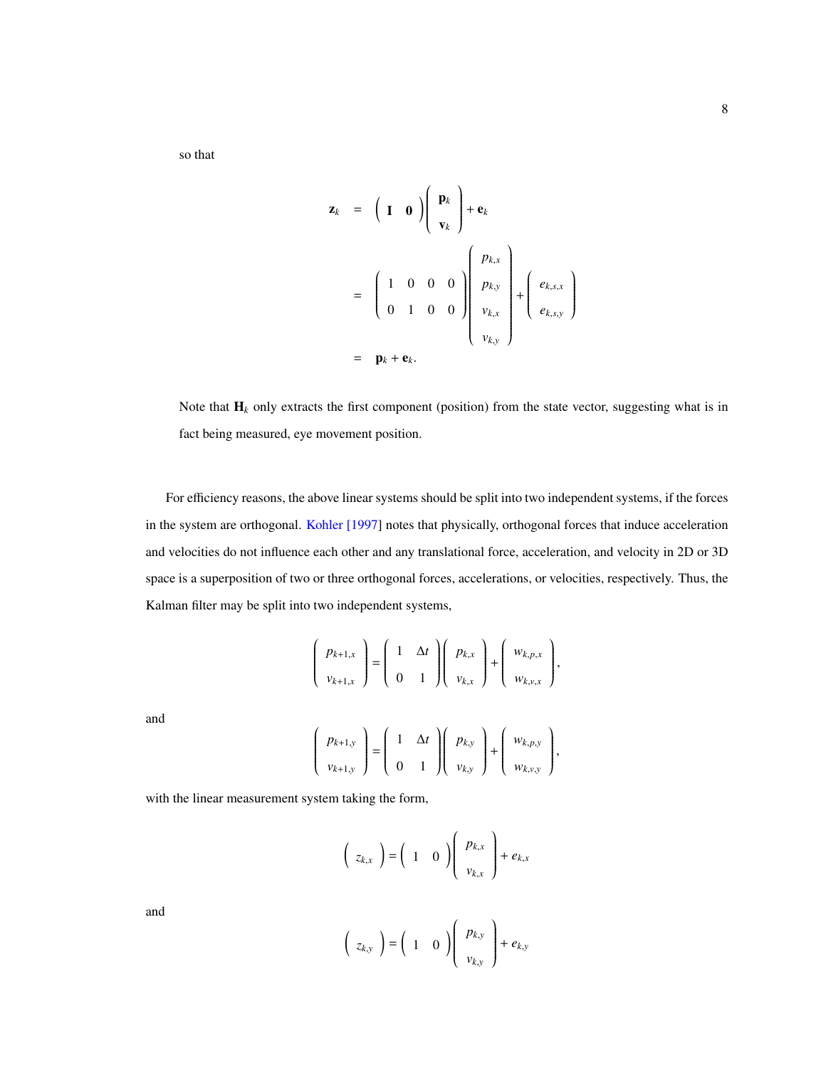so that

$$
\begin{aligned}
\mathbf{z}_k &= \begin{pmatrix} \mathbf{I} & \mathbf{0} \end{pmatrix} \begin{pmatrix} \mathbf{p}_k \\ \mathbf{v}_k \end{pmatrix} + \mathbf{e}_k \\
&= \begin{pmatrix} 1 & 0 & 0 & 0 \\ 0 & 1 & 0 & 0 \end{pmatrix} \begin{pmatrix} p_{k,x} \\ p_{k,y} \\ v_{k,x} \\ v_{k,y} \end{pmatrix} + \begin{pmatrix} e_{k,s,x} \\ e_{k,s,y} \end{pmatrix} \\
&= \mathbf{p}_k + \mathbf{e}_k.
\end{aligned}
$$

Note that $\mathbf{H}_k$ only extracts the first component (position) from the state vector, suggesting what is in fact being measured, eye movement position.

For efficiency reasons, the above linear systems should be split into two independent systems, if the forces in the system are orthogonal. Kohler [1997] notes that physically, orthogonal forces that induce acceleration and velocities do not influence each other and any translational force, acceleration, and velocity in 2D or 3D space is a superposition of two or three orthogonal forces, accelerations, or velocities, respectively. Thus, the Kalman filter may be split into two independent systems,

$$
\begin{pmatrix} p_{k+1,x} \\ v_{k+1,x} \end{pmatrix} = \begin{pmatrix} 1 & \Delta t \\ 0 & 1 \end{pmatrix} \begin{pmatrix} p_{k,x} \\ v_{k,x} \end{pmatrix} + \begin{pmatrix} w_{k,p,x} \\ w_{k,v,x} \end{pmatrix},
$$

and

$$
\begin{pmatrix} p_{k+1,y} \\ v_{k+1,y} \end{pmatrix} = \begin{pmatrix} 1 & \Delta t \\ 0 & 1 \end{pmatrix} \begin{pmatrix} p_{k,y} \\ v_{k,y} \end{pmatrix} + \begin{pmatrix} w_{k,p,y} \\ w_{k,v,y} \end{pmatrix},
$$

with the linear measurement system taking the form,

$$
\begin{pmatrix} z_{k,x} \end{pmatrix} = \begin{pmatrix} 1 & 0 \end{pmatrix} \begin{pmatrix} p_{k,x} \\ v_{k,x} \end{pmatrix} + e_{k,x}
$$

and

$$
\begin{pmatrix} z_{k,y} \end{pmatrix} = \begin{pmatrix} 1 & 0 \end{pmatrix} \begin{pmatrix} p_{k,y} \\ v_{k,y} \end{pmatrix} + e_{k,y}
$$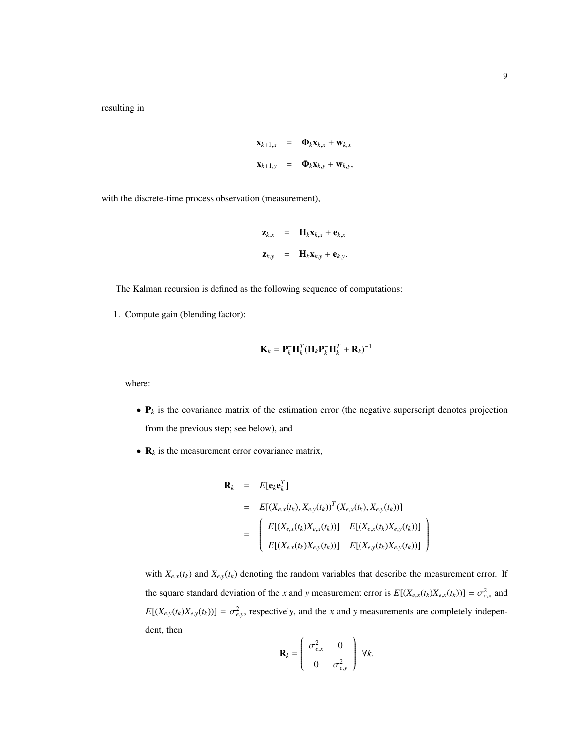resulting in

$$
\begin{aligned}
\mathbf{x}_{k+1,x} &= \mathbf{\Phi}_k \mathbf{x}_{k,x} + \mathbf{w}_{k,x} \\
\mathbf{x}_{k+1,y} &= \mathbf{\Phi}_k \mathbf{x}_{k,y} + \mathbf{w}_{k,y},
\end{aligned}
$$

with the discrete-time process observation (measurement),

$$
\begin{aligned}
\mathbf{z}_{k,x} &= \mathbf{H}_k \mathbf{x}_{k,x} + \mathbf{e}_{k,x} \\
\mathbf{z}_{k,y} &= \mathbf{H}_k \mathbf{x}_{k,y} + \mathbf{e}_{k,y}.
\end{aligned}
$$

The Kalman recursion is defined as the following sequence of computations:

1. Compute gain (blending factor):

$$
\mathbf{K}_k = \mathbf{P}_k^{-} \mathbf{H}_k^T (\mathbf{H}_k \mathbf{P}_k^{-} \mathbf{H}_k^T + \mathbf{R}_k)^{-1}
$$

   where:

   - $\mathbf{P}_k$ is the covariance matrix of the estimation error (the negative superscript denotes projection from the previous step; see below), and
   - $\mathbf{R}_k$ is the measurement error covariance matrix,

$$
\begin{aligned}
\mathbf{R}_k &= E[\mathbf{e}_k \mathbf{e}_k^T] \\
&= E[(X_{e,x}(t_k), X_{e,y}(t_k))^T (X_{e,x}(t_k), X_{e,y}(t_k))] \\
&= \begin{pmatrix} E[(X_{e,x}(t_k) X_{e,x}(t_k))] & E[(X_{e,x}(t_k) X_{e,y}(t_k))] \\ E[(X_{e,x}(t_k) X_{e,y}(t_k))] & E[(X_{e,y}(t_k) X_{e,y}(t_k))] \end{pmatrix}
\end{aligned}
$$

   with $X_{e,x}(t_k)$ and $X_{e,y}(t_k)$ denoting the random variables that describe the measurement error. If the square standard deviation of the $x$ and $y$ measurement error is $E[(X_{e,x}(t_k) X_{e,x}(t_k))] = \sigma_{e,x}^2$ and $E[(X_{e,y}(t_k) X_{e,y}(t_k))] = \sigma_{e,y}^2$, respectively, and the $x$ and $y$ measurements are completely independent, then

$$
\mathbf{R}_k = \begin{pmatrix} \sigma_{e,x}^2 & 0 \\ 0 & \sigma_{e,y}^2 \end{pmatrix} \quad \forall k.
$$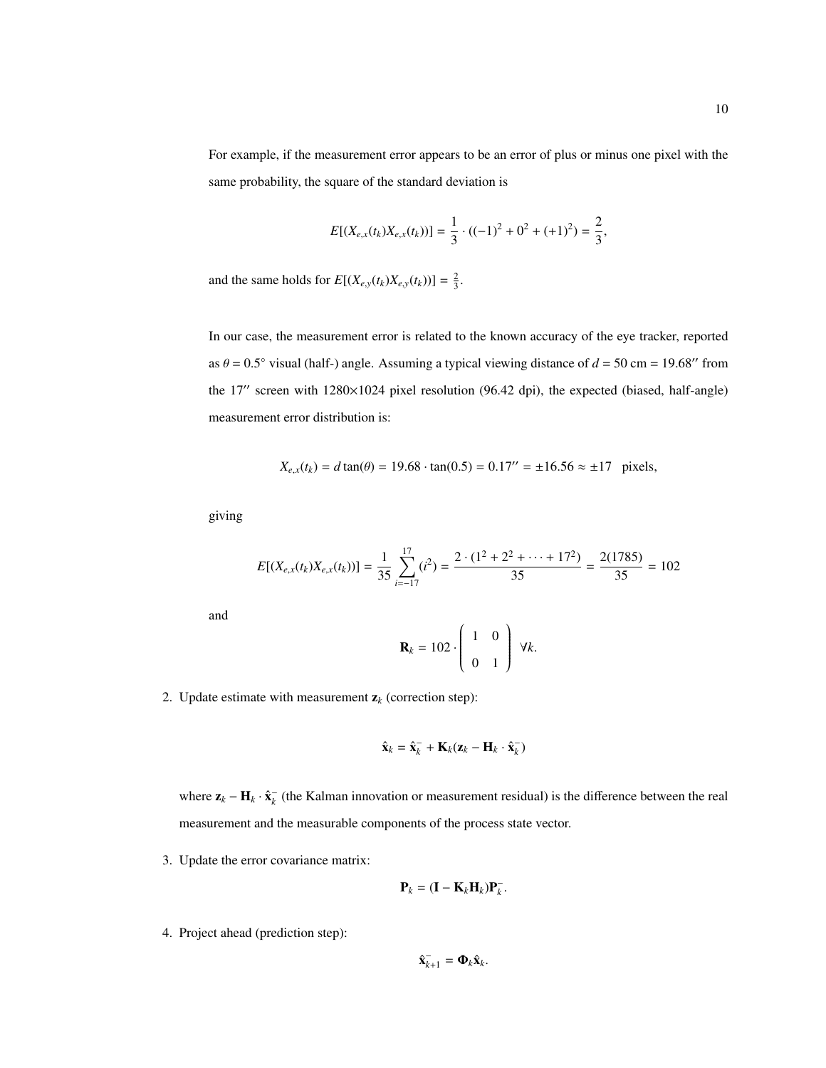For example, if the measurement error appears to be an error of plus or minus one pixel with the same probability, the square of the standard deviation is

$$E[(X_{e,x}(t_k)X_{e,x}(t_k))] = \frac{1}{3} \cdot ((-1)^2 + 0^2 + (+1)^2) = \frac{2}{3},$$

and the same holds for $E[(X_{e,y}(t_k)X_{e,y}(t_k))] = \frac{2}{3}$.

In our case, the measurement error is related to the known accuracy of the eye tracker, reported as $\theta = 0.5°$ visual (half-) angle. Assuming a typical viewing distance of $d = 50$ cm $= 19.68''$ from the $17''$ screen with $1280{\times}1024$ pixel resolution (96.42 dpi), the expected (biased, half-angle) measurement error distribution is:

$$X_{e,x}(t_k) = d\tan(\theta) = 19.68 \cdot \tan(0.5) = 0.17'' = \pm 16.56 \approx \pm 17 \quad \text{pixels},$$

giving

$$E[(X_{e,x}(t_k)X_{e,x}(t_k))] = \frac{1}{35}\sum_{i=-17}^{17}(i^2) = \frac{2 \cdot (1^2 + 2^2 + \cdots + 17^2)}{35} = \frac{2(1785)}{35} = 102$$

and

$$\mathbf{R}_k = 102 \cdot \begin{pmatrix} 1 & 0 \\ 0 & 1 \end{pmatrix} \quad \forall k.$$

2. Update estimate with measurement $\mathbf{z}_k$ (correction step):

$$\hat{\mathbf{x}}_k = \hat{\mathbf{x}}_k^- + \mathbf{K}_k(\mathbf{z}_k - \mathbf{H}_k \cdot \hat{\mathbf{x}}_k^-)$$

where $\mathbf{z}_k - \mathbf{H}_k \cdot \hat{\mathbf{x}}_k^-$ (the Kalman innovation or measurement residual) is the difference between the real measurement and the measurable components of the process state vector.

3. Update the error covariance matrix:

$$\mathbf{P}_k = (\mathbf{I} - \mathbf{K}_k\mathbf{H}_k)\mathbf{P}_k^-.$$

4. Project ahead (prediction step):

$$\hat{\mathbf{x}}_{k+1}^- = \mathbf{\Phi}_k\hat{\mathbf{x}}_k.$$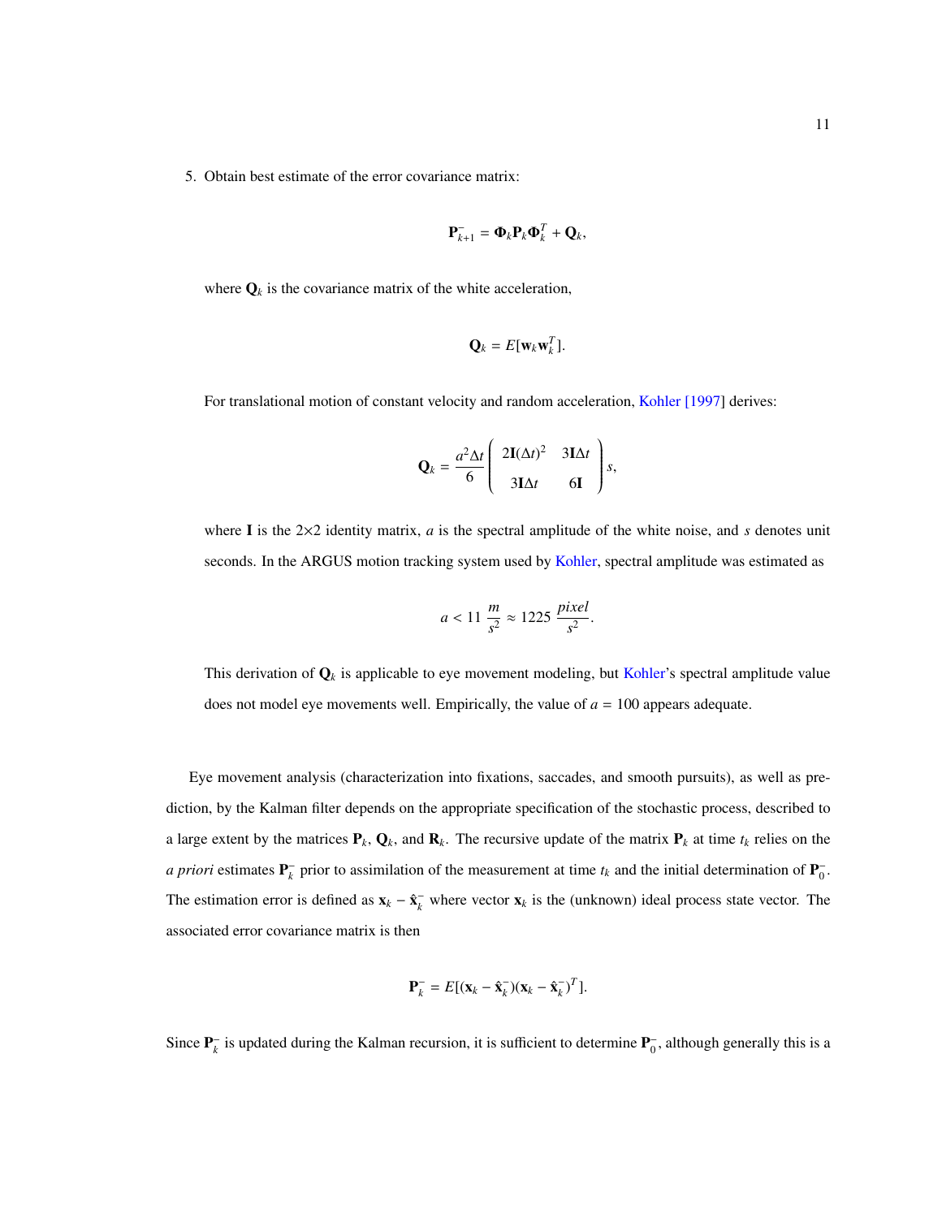5. Obtain best estimate of the error covariance matrix:

$$\mathbf{P}_{k+1}^{-} = \mathbf{\Phi}_k \mathbf{P}_k \mathbf{\Phi}_k^T + \mathbf{Q}_k,$$

   where $\mathbf{Q}_k$ is the covariance matrix of the white acceleration,

$$\mathbf{Q}_k = E[\mathbf{w}_k \mathbf{w}_k^T].$$

   For translational motion of constant velocity and random acceleration, Kohler [1997] derives:

$$\mathbf{Q}_k = \frac{a^2 \Delta t}{6} \begin{pmatrix} 2\mathbf{I}(\Delta t)^2 & 3\mathbf{I}\Delta t \\ 3\mathbf{I}\Delta t & 6\mathbf{I} \end{pmatrix} s,$$

   where $\mathbf{I}$ is the 2×2 identity matrix, $a$ is the spectral amplitude of the white noise, and $s$ denotes unit seconds. In the ARGUS motion tracking system used by Kohler, spectral amplitude was estimated as

$$a < 11\ \frac{m}{s^2} \approx 1225\ \frac{pixel}{s^2}.$$

   This derivation of $\mathbf{Q}_k$ is applicable to eye movement modeling, but Kohler's spectral amplitude value does not model eye movements well. Empirically, the value of $a = 100$ appears adequate.

Eye movement analysis (characterization into fixations, saccades, and smooth pursuits), as well as prediction, by the Kalman filter depends on the appropriate specification of the stochastic process, described to a large extent by the matrices $\mathbf{P}_k$, $\mathbf{Q}_k$, and $\mathbf{R}_k$. The recursive update of the matrix $\mathbf{P}_k$ at time $t_k$ relies on the *a priori* estimates $\mathbf{P}_k^-$ prior to assimilation of the measurement at time $t_k$ and the initial determination of $\mathbf{P}_0^-$. The estimation error is defined as $\mathbf{x}_k - \hat{\mathbf{x}}_k^-$ where vector $\mathbf{x}_k$ is the (unknown) ideal process state vector. The associated error covariance matrix is then

$$\mathbf{P}_k^- = E[(\mathbf{x}_k - \hat{\mathbf{x}}_k^-)(\mathbf{x}_k - \hat{\mathbf{x}}_k^-)^T].$$

Since $\mathbf{P}_k^-$ is updated during the Kalman recursion, it is sufficient to determine $\mathbf{P}_0^-$, although generally this is a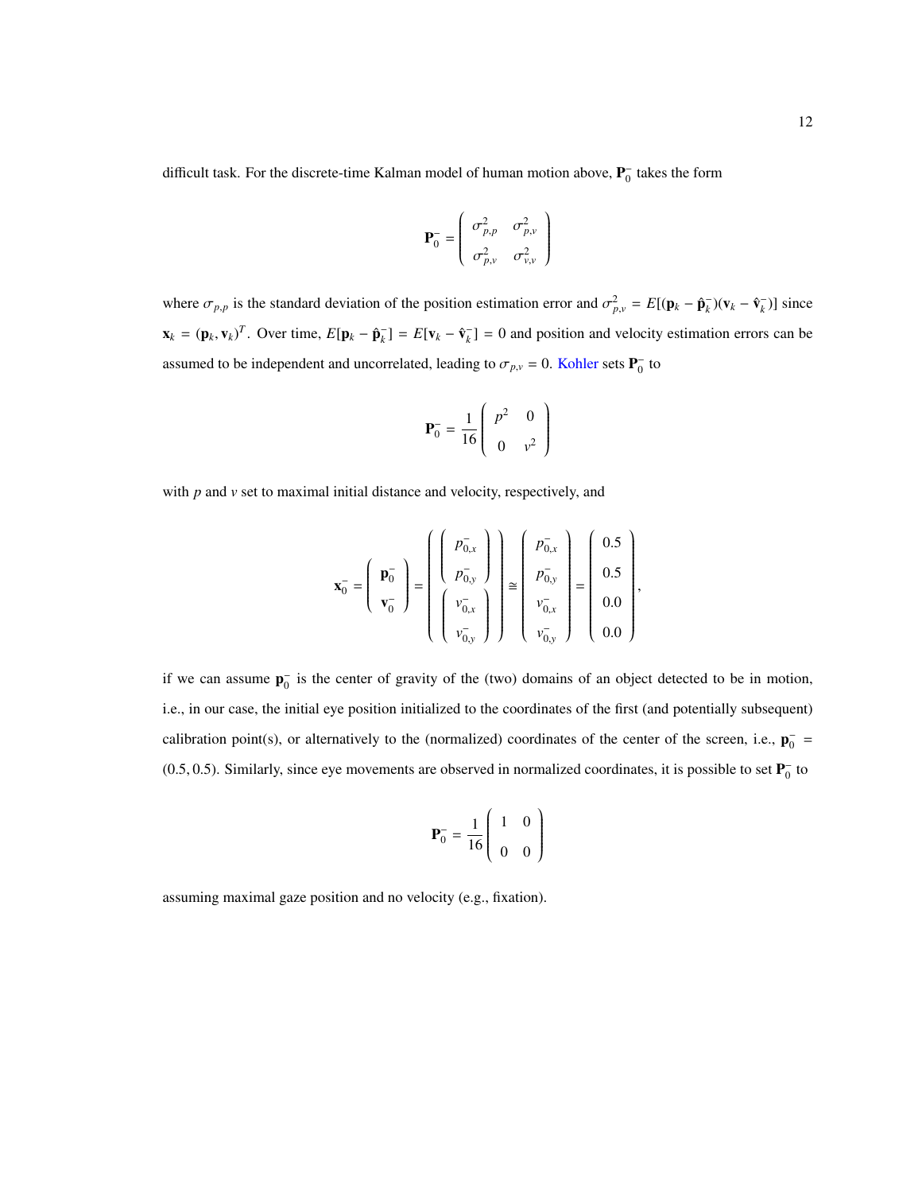difficult task. For the discrete-time Kalman model of human motion above, $\mathbf{P}_0^-$ takes the form

$$\mathbf{P}_0^- = \begin{pmatrix} \sigma_{p,p}^2 & \sigma_{p,v}^2 \\ \sigma_{p,v}^2 & \sigma_{v,v}^2 \end{pmatrix}$$

where $\sigma_{p,p}$ is the standard deviation of the position estimation error and $\sigma_{p,v}^2 = E[(\mathbf{p}_k - \hat{\mathbf{p}}_k^-)(\mathbf{v}_k - \hat{\mathbf{v}}_k^-)]$ since $\mathbf{x}_k = (\mathbf{p}_k, \mathbf{v}_k)^T$. Over time, $E[\mathbf{p}_k - \hat{\mathbf{p}}_k^-] = E[\mathbf{v}_k - \hat{\mathbf{v}}_k^-] = 0$ and position and velocity estimation errors can be assumed to be independent and uncorrelated, leading to $\sigma_{p,v} = 0$. Kohler sets $\mathbf{P}_0^-$ to

$$\mathbf{P}_0^- = \frac{1}{16}\begin{pmatrix} p^2 & 0 \\ 0 & v^2 \end{pmatrix}$$

with $p$ and $v$ set to maximal initial distance and velocity, respectively, and

$$\mathbf{x}_0^- = \begin{pmatrix} \mathbf{p}_0^- \\ \mathbf{v}_0^- \end{pmatrix} = \begin{pmatrix} \begin{pmatrix} p_{0,x}^- \\ p_{0,y}^- \end{pmatrix} \\ \begin{pmatrix} v_{0,x}^- \\ v_{0,y}^- \end{pmatrix} \end{pmatrix} \cong \begin{pmatrix} p_{0,x}^- \\ p_{0,y}^- \\ v_{0,x}^- \\ v_{0,y}^- \end{pmatrix} = \begin{pmatrix} 0.5 \\ 0.5 \\ 0.0 \\ 0.0 \end{pmatrix},$$

if we can assume $\mathbf{p}_0^-$ is the center of gravity of the (two) domains of an object detected to be in motion, i.e., in our case, the initial eye position initialized to the coordinates of the first (and potentially subsequent) calibration point(s), or alternatively to the (normalized) coordinates of the center of the screen, i.e., $\mathbf{p}_0^- = (0.5, 0.5)$. Similarly, since eye movements are observed in normalized coordinates, it is possible to set $\mathbf{P}_0^-$ to

$$\mathbf{P}_0^- = \frac{1}{16}\begin{pmatrix} 1 & 0 \\ 0 & 0 \end{pmatrix}$$

assuming maximal gaze position and no velocity (e.g., fixation).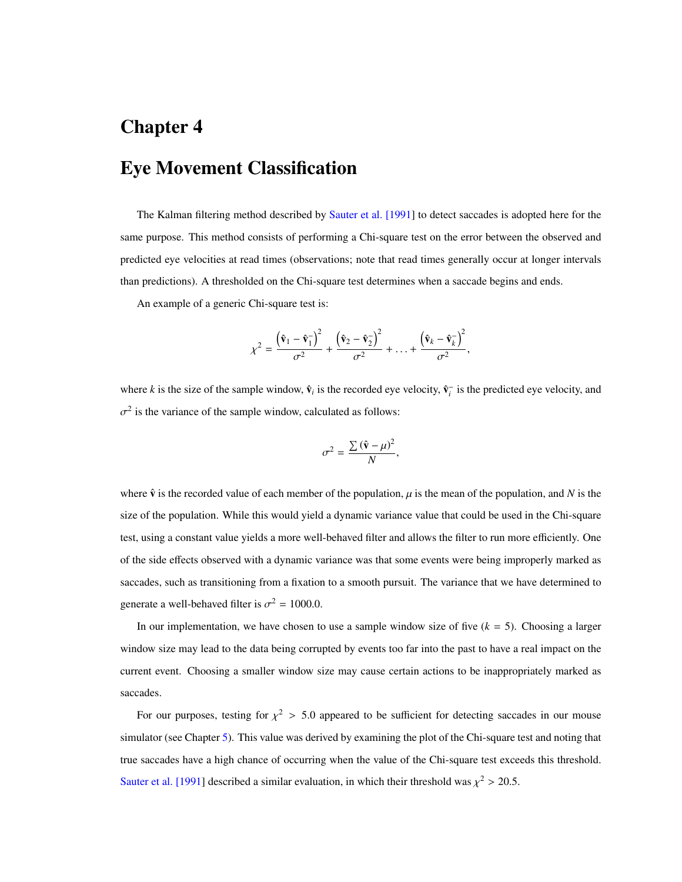# Chapter 4

# Eye Movement Classification

The Kalman filtering method described by Sauter et al. [1991] to detect saccades is adopted here for the same purpose. This method consists of performing a Chi-square test on the error between the observed and predicted eye velocities at read times (observations; note that read times generally occur at longer intervals than predictions). A thresholded on the Chi-square test determines when a saccade begins and ends.

An example of a generic Chi-square test is:

$$\chi^2 = \frac{\left(\hat{\mathbf{v}}_1 - \hat{\mathbf{v}}_1^-\right)^2}{\sigma^2} + \frac{\left(\hat{\mathbf{v}}_2 - \hat{\mathbf{v}}_2^-\right)^2}{\sigma^2} + \ldots + \frac{\left(\hat{\mathbf{v}}_k - \hat{\mathbf{v}}_k^-\right)^2}{\sigma^2},$$

where $k$ is the size of the sample window, $\hat{\mathbf{v}}_i$ is the recorded eye velocity, $\hat{\mathbf{v}}_i^-$ is the predicted eye velocity, and $\sigma^2$ is the variance of the sample window, calculated as follows:

$$\sigma^2 = \frac{\sum\left(\hat{\mathbf{v}} - \mu\right)^2}{N},$$

where $\hat{\mathbf{v}}$ is the recorded value of each member of the population, $\mu$ is the mean of the population, and $N$ is the size of the population. While this would yield a dynamic variance value that could be used in the Chi-square test, using a constant value yields a more well-behaved filter and allows the filter to run more efficiently. One of the side effects observed with a dynamic variance was that some events were being improperly marked as saccades, such as transitioning from a fixation to a smooth pursuit. The variance that we have determined to generate a well-behaved filter is $\sigma^2 = 1000.0$.

In our implementation, we have chosen to use a sample window size of five ($k = 5$). Choosing a larger window size may lead to the data being corrupted by events too far into the past to have a real impact on the current event. Choosing a smaller window size may cause certain actions to be inappropriately marked as saccades.

For our purposes, testing for $\chi^2 > 5.0$ appeared to be sufficient for detecting saccades in our mouse simulator (see Chapter 5). This value was derived by examining the plot of the Chi-square test and noting that true saccades have a high chance of occurring when the value of the Chi-square test exceeds this threshold. Sauter et al. [1991] described a similar evaluation, in which their threshold was $\chi^2 > 20.5$.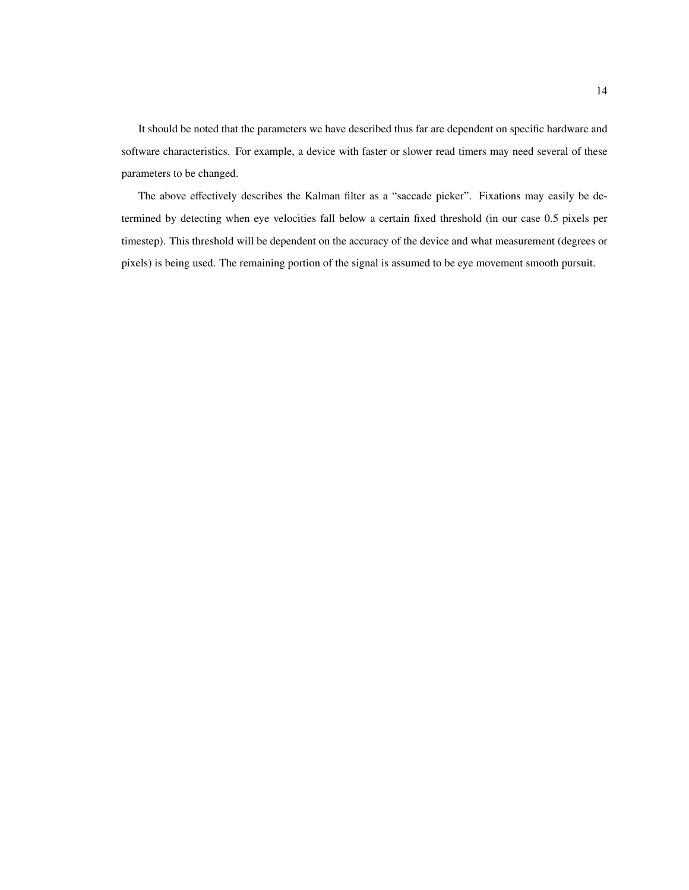It should be noted that the parameters we have described thus far are dependent on specific hardware and software characteristics. For example, a device with faster or slower read timers may need several of these parameters to be changed.

The above effectively describes the Kalman filter as a “saccade picker”. Fixations may easily be determined by detecting when eye velocities fall below a certain fixed threshold (in our case 0.5 pixels per timestep). This threshold will be dependent on the accuracy of the device and what measurement (degrees or pixels) is being used. The remaining portion of the signal is assumed to be eye movement smooth pursuit.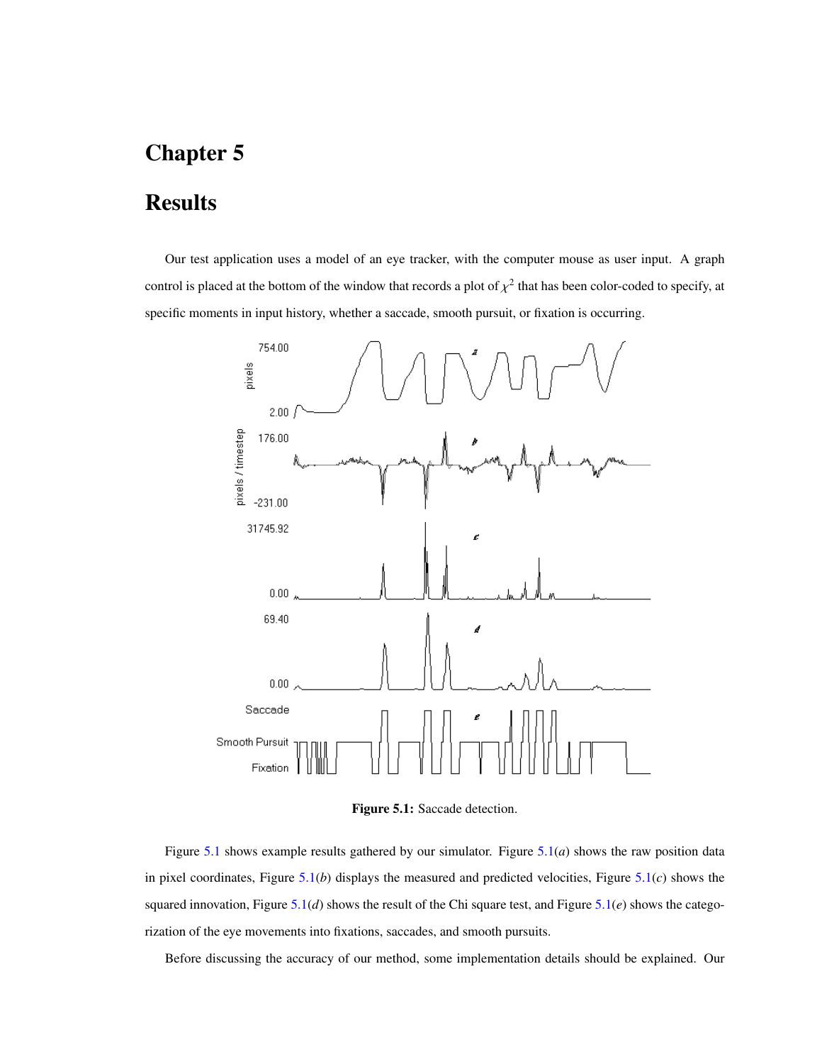# Chapter 5

# Results

Our test application uses a model of an eye tracker, with the computer mouse as user input. A graph control is placed at the bottom of the window that records a plot of $\chi^2$ that has been color-coded to specify, at specific moments in input history, whether a saccade, smooth pursuit, or fixation is occurring.

**Figure 5.1:** Saccade detection.

Figure 5.1 shows example results gathered by our simulator. Figure 5.1($a$) shows the raw position data in pixel coordinates, Figure 5.1($b$) displays the measured and predicted velocities, Figure 5.1($c$) shows the squared innovation, Figure 5.1($d$) shows the result of the Chi square test, and Figure 5.1($e$) shows the categorization of the eye movements into fixations, saccades, and smooth pursuits.

Before discussing the accuracy of our method, some implementation details should be explained. Our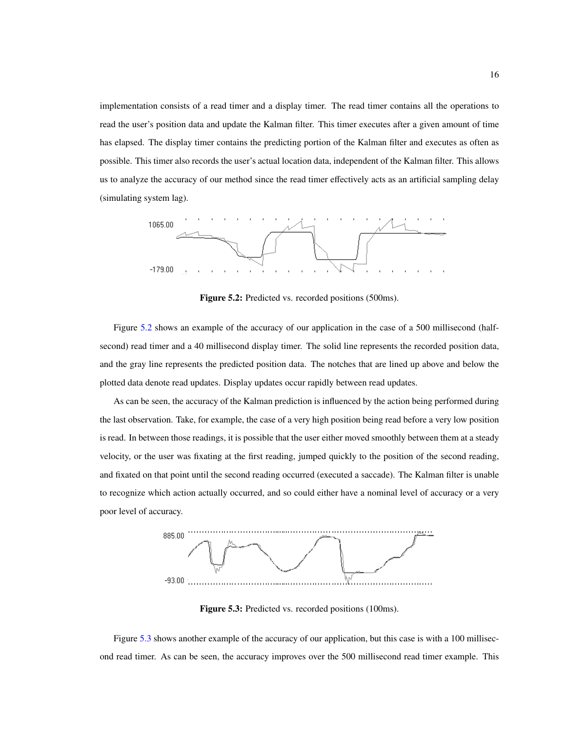implementation consists of a read timer and a display timer. The read timer contains all the operations to read the user's position data and update the Kalman filter. This timer executes after a given amount of time has elapsed. The display timer contains the predicting portion of the Kalman filter and executes as often as possible. This timer also records the user's actual location data, independent of the Kalman filter. This allows us to analyze the accuracy of our method since the read timer effectively acts as an artificial sampling delay (simulating system lag).

**Figure 5.2:** Predicted vs. recorded positions (500ms).

Figure 5.2 shows an example of the accuracy of our application in the case of a 500 millisecond (half-second) read timer and a 40 millisecond display timer. The solid line represents the recorded position data, and the gray line represents the predicted position data. The notches that are lined up above and below the plotted data denote read updates. Display updates occur rapidly between read updates.

As can be seen, the accuracy of the Kalman prediction is influenced by the action being performed during the last observation. Take, for example, the case of a very high position being read before a very low position is read. In between those readings, it is possible that the user either moved smoothly between them at a steady velocity, or the user was fixating at the first reading, jumped quickly to the position of the second reading, and fixated on that point until the second reading occurred (executed a saccade). The Kalman filter is unable to recognize which action actually occurred, and so could either have a nominal level of accuracy or a very poor level of accuracy.

**Figure 5.3:** Predicted vs. recorded positions (100ms).

Figure 5.3 shows another example of the accuracy of our application, but this case is with a 100 millisecond read timer. As can be seen, the accuracy improves over the 500 millisecond read timer example. This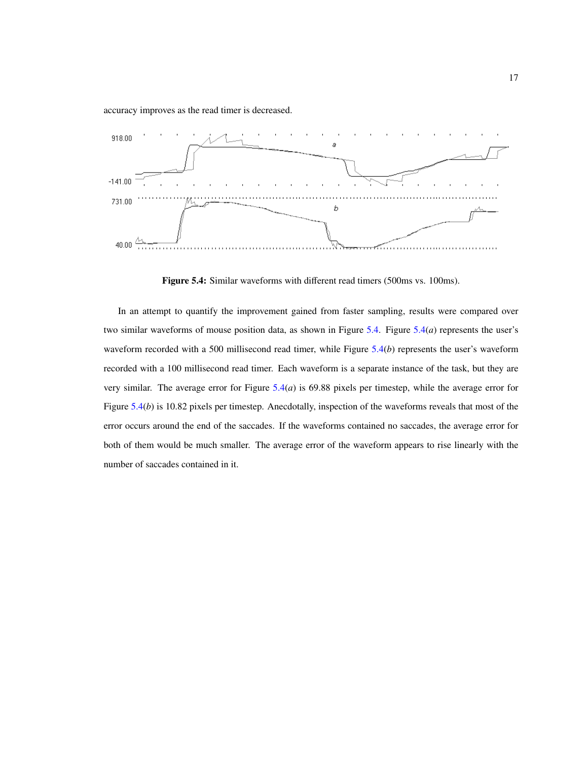accuracy improves as the read timer is decreased.

**Figure 5.4:** Similar waveforms with different read timers (500ms vs. 100ms).

In an attempt to quantify the improvement gained from faster sampling, results were compared over two similar waveforms of mouse position data, as shown in Figure 5.4. Figure 5.4(*a*) represents the user's waveform recorded with a 500 millisecond read timer, while Figure 5.4(*b*) represents the user's waveform recorded with a 100 millisecond read timer. Each waveform is a separate instance of the task, but they are very similar. The average error for Figure 5.4(*a*) is 69.88 pixels per timestep, while the average error for Figure 5.4(*b*) is 10.82 pixels per timestep. Anecdotally, inspection of the waveforms reveals that most of the error occurs around the end of the saccades. If the waveforms contained no saccades, the average error for both of them would be much smaller. The average error of the waveform appears to rise linearly with the number of saccades contained in it.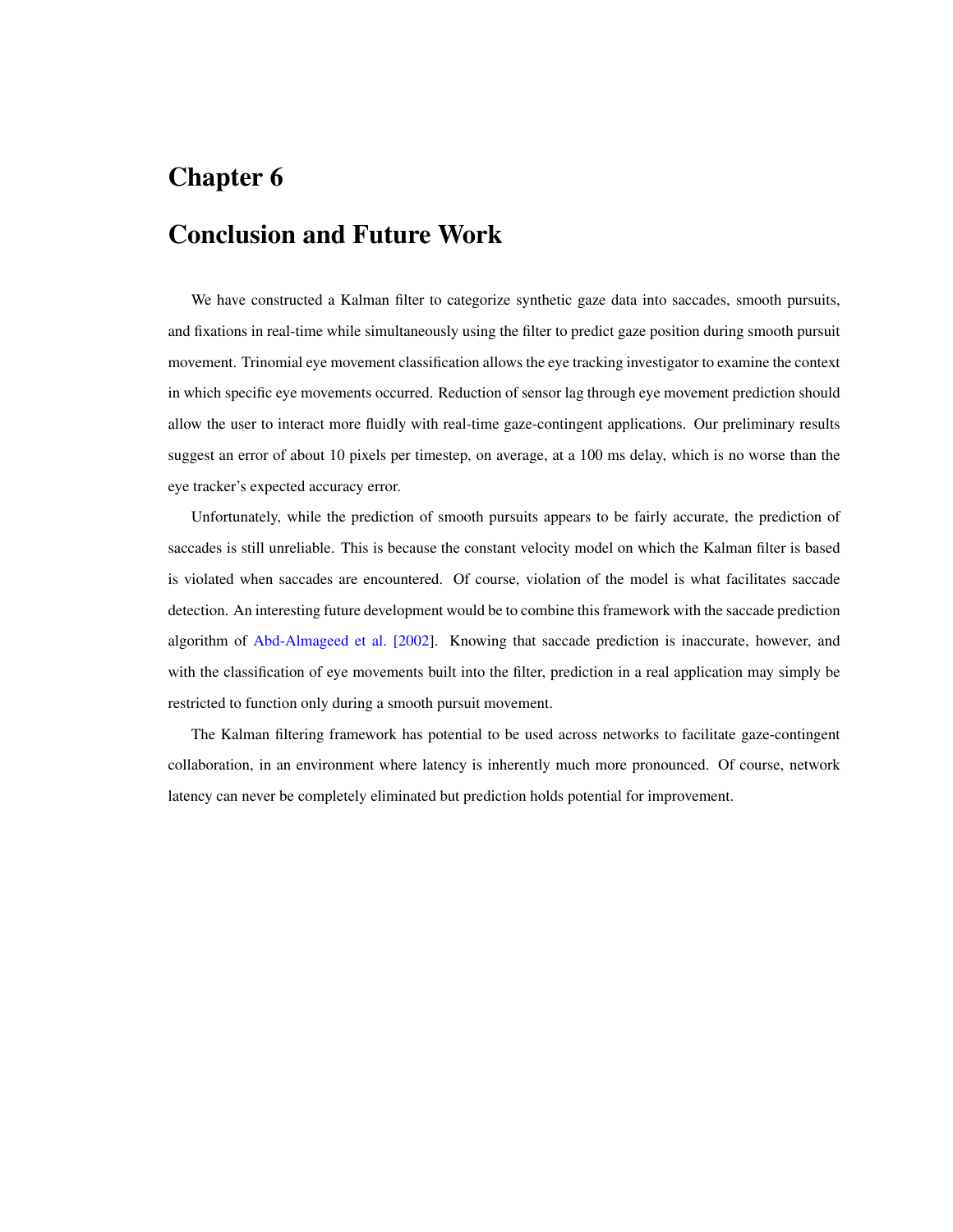# Chapter 6

# Conclusion and Future Work

We have constructed a Kalman filter to categorize synthetic gaze data into saccades, smooth pursuits, and fixations in real-time while simultaneously using the filter to predict gaze position during smooth pursuit movement. Trinomial eye movement classification allows the eye tracking investigator to examine the context in which specific eye movements occurred. Reduction of sensor lag through eye movement prediction should allow the user to interact more fluidly with real-time gaze-contingent applications. Our preliminary results suggest an error of about 10 pixels per timestep, on average, at a 100 ms delay, which is no worse than the eye tracker's expected accuracy error.

Unfortunately, while the prediction of smooth pursuits appears to be fairly accurate, the prediction of saccades is still unreliable. This is because the constant velocity model on which the Kalman filter is based is violated when saccades are encountered. Of course, violation of the model is what facilitates saccade detection. An interesting future development would be to combine this framework with the saccade prediction algorithm of Abd-Almageed et al. [2002]. Knowing that saccade prediction is inaccurate, however, and with the classification of eye movements built into the filter, prediction in a real application may simply be restricted to function only during a smooth pursuit movement.

The Kalman filtering framework has potential to be used across networks to facilitate gaze-contingent collaboration, in an environment where latency is inherently much more pronounced. Of course, network latency can never be completely eliminated but prediction holds potential for improvement.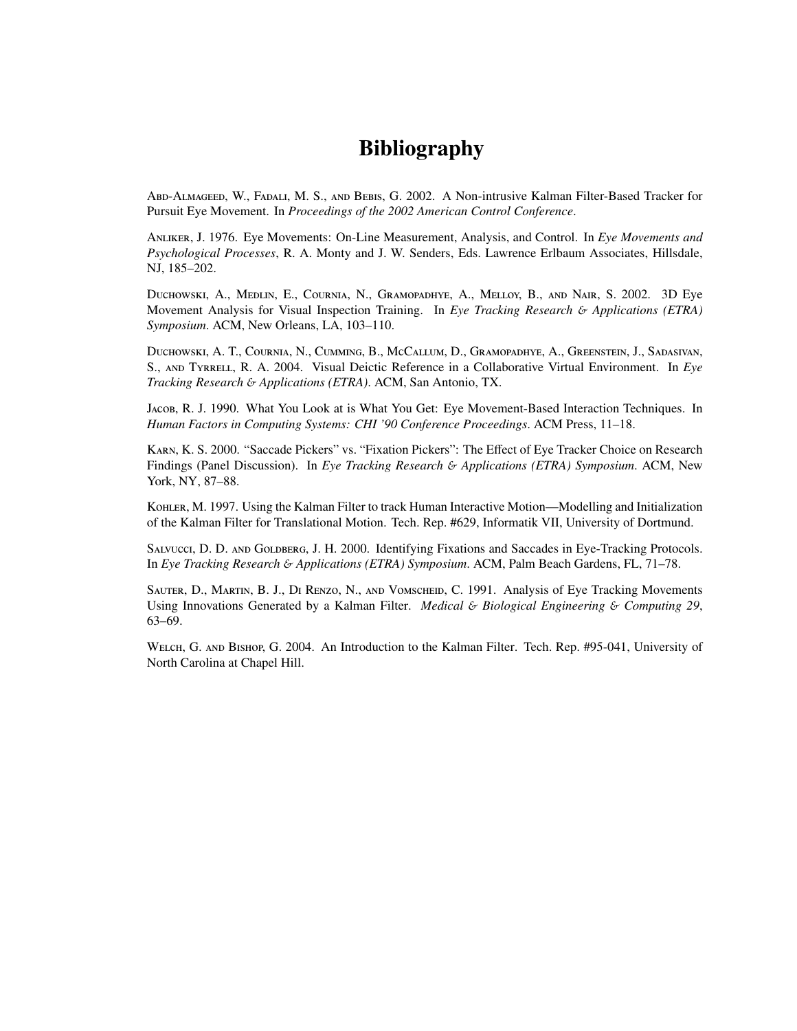# Bibliography

Abd-Almageed, W., Fadali, M. S., and Bebis, G. 2002. A Non-intrusive Kalman Filter-Based Tracker for Pursuit Eye Movement. In *Proceedings of the 2002 American Control Conference*.

Anliker, J. 1976. Eye Movements: On-Line Measurement, Analysis, and Control. In *Eye Movements and Psychological Processes*, R. A. Monty and J. W. Senders, Eds. Lawrence Erlbaum Associates, Hillsdale, NJ, 185–202.

Duchowski, A., Medlin, E., Cournia, N., Gramopadhye, A., Melloy, B., and Nair, S. 2002. 3D Eye Movement Analysis for Visual Inspection Training. In *Eye Tracking Research & Applications (ETRA) Symposium*. ACM, New Orleans, LA, 103–110.

Duchowski, A. T., Cournia, N., Cumming, B., McCallum, D., Gramopadhye, A., Greenstein, J., Sadasivan, S., and Tyrrell, R. A. 2004. Visual Deictic Reference in a Collaborative Virtual Environment. In *Eye Tracking Research & Applications (ETRA)*. ACM, San Antonio, TX.

Jacob, R. J. 1990. What You Look at is What You Get: Eye Movement-Based Interaction Techniques. In *Human Factors in Computing Systems: CHI '90 Conference Proceedings*. ACM Press, 11–18.

Karn, K. S. 2000. "Saccade Pickers" vs. "Fixation Pickers": The Effect of Eye Tracker Choice on Research Findings (Panel Discussion). In *Eye Tracking Research & Applications (ETRA) Symposium*. ACM, New York, NY, 87–88.

Kohler, M. 1997. Using the Kalman Filter to track Human Interactive Motion—Modelling and Initialization of the Kalman Filter for Translational Motion. Tech. Rep. #629, Informatik VII, University of Dortmund.

Salvucci, D. D. and Goldberg, J. H. 2000. Identifying Fixations and Saccades in Eye-Tracking Protocols. In *Eye Tracking Research & Applications (ETRA) Symposium*. ACM, Palm Beach Gardens, FL, 71–78.

Sauter, D., Martin, B. J., Di Renzo, N., and Vomscheid, C. 1991. Analysis of Eye Tracking Movements Using Innovations Generated by a Kalman Filter. *Medical & Biological Engineering & Computing 29*, 63–69.

Welch, G. and Bishop, G. 2004. An Introduction to the Kalman Filter. Tech. Rep. #95-041, University of North Carolina at Chapel Hill.